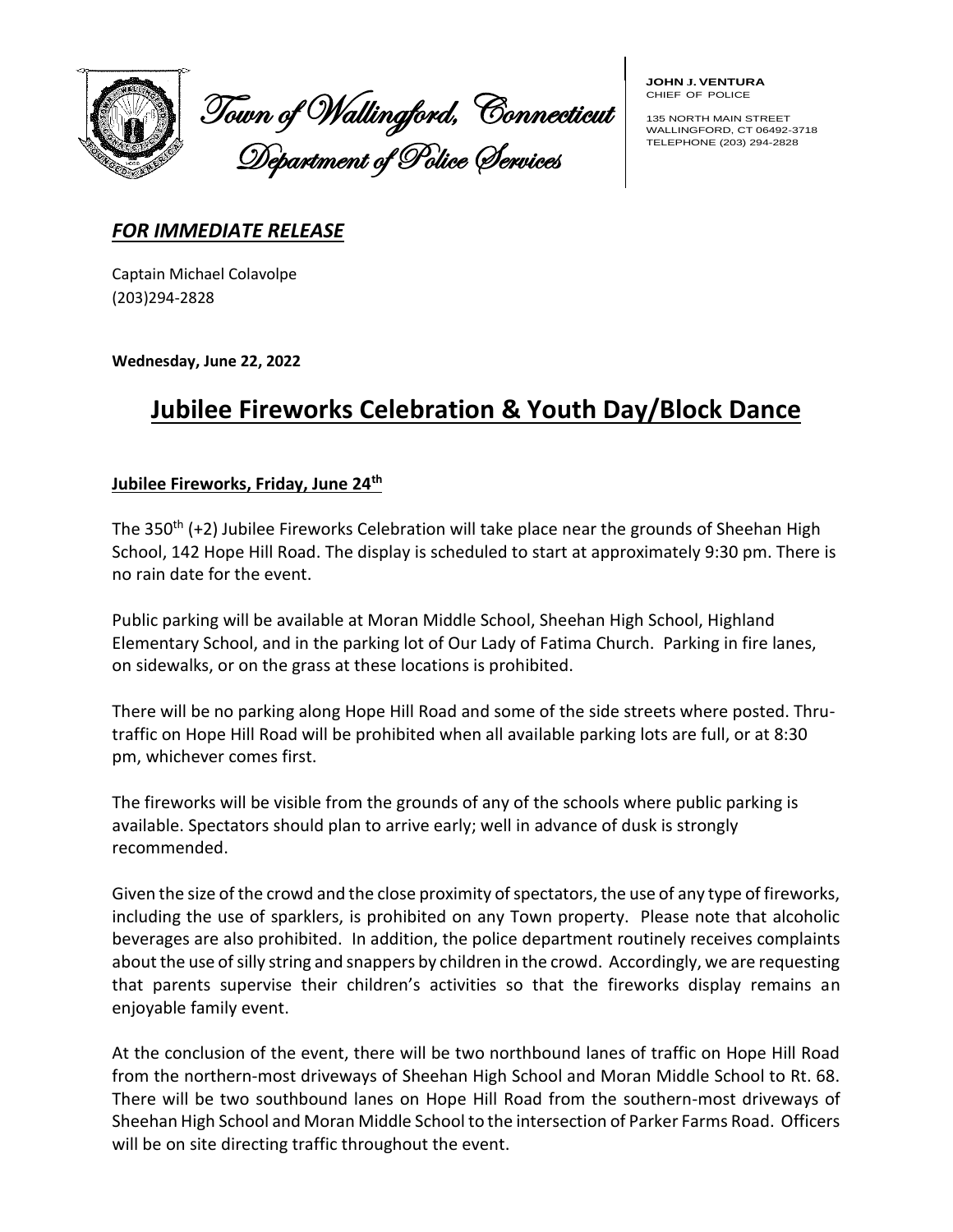Town of Wallingford, Connecticut
Department of Police Services

**JOHN J. VENTURA**
CHIEF OF POLICE

135 NORTH MAIN STREET
WALLINGFORD, CT 06492-3718
TELEPHONE (203) 294-2828

***FOR IMMEDIATE RELEASE***

Captain Michael Colavolpe
(203)294-2828

**Wednesday, June 22, 2022**

# Jubilee Fireworks Celebration & Youth Day/Block Dance

## Jubilee Fireworks, Friday, June 24th

The 350th (+2) Jubilee Fireworks Celebration will take place near the grounds of Sheehan High School, 142 Hope Hill Road. The display is scheduled to start at approximately 9:30 pm. There is no rain date for the event.

Public parking will be available at Moran Middle School, Sheehan High School, Highland Elementary School, and in the parking lot of Our Lady of Fatima Church. Parking in fire lanes, on sidewalks, or on the grass at these locations is prohibited.

There will be no parking along Hope Hill Road and some of the side streets where posted. Thru-traffic on Hope Hill Road will be prohibited when all available parking lots are full, or at 8:30 pm, whichever comes first.

The fireworks will be visible from the grounds of any of the schools where public parking is available. Spectators should plan to arrive early; well in advance of dusk is strongly recommended.

Given the size of the crowd and the close proximity of spectators, the use of any type of fireworks, including the use of sparklers, is prohibited on any Town property. Please note that alcoholic beverages are also prohibited. In addition, the police department routinely receives complaints about the use of silly string and snappers by children in the crowd. Accordingly, we are requesting that parents supervise their children's activities so that the fireworks display remains an enjoyable family event.

At the conclusion of the event, there will be two northbound lanes of traffic on Hope Hill Road from the northern-most driveways of Sheehan High School and Moran Middle School to Rt. 68. There will be two southbound lanes on Hope Hill Road from the southern-most driveways of Sheehan High School and Moran Middle School to the intersection of Parker Farms Road. Officers will be on site directing traffic throughout the event.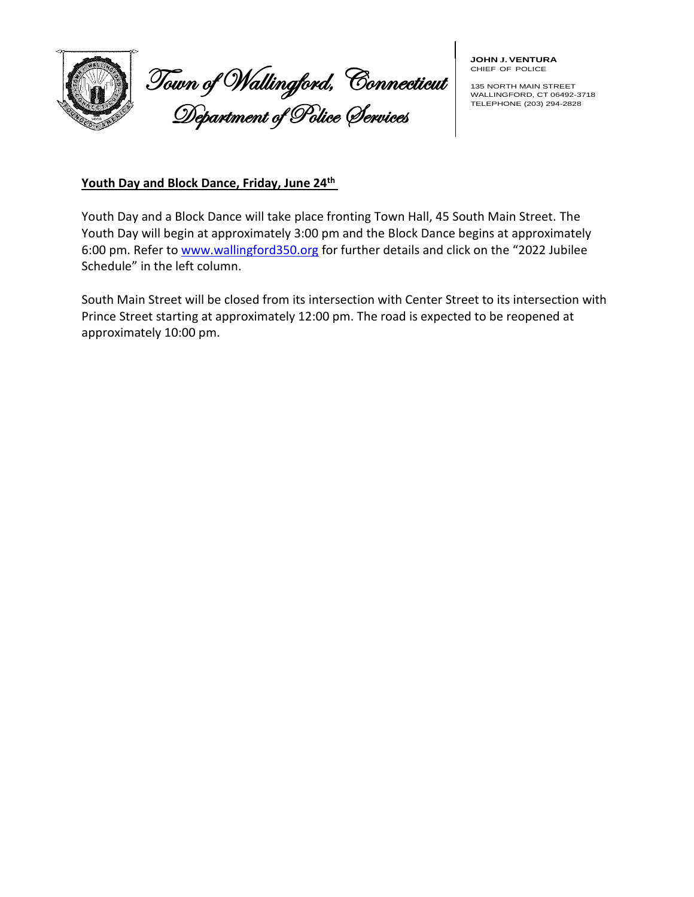Town of Wallingford, Connecticut
Department of Police Services

**JOHN J. VENTURA**
CHIEF OF POLICE

135 NORTH MAIN STREET
WALLINGFORD, CT 06492-3718
TELEPHONE (203) 294-2828

## Youth Day and Block Dance, Friday, June 24th

Youth Day and a Block Dance will take place fronting Town Hall, 45 South Main Street. The Youth Day will begin at approximately 3:00 pm and the Block Dance begins at approximately 6:00 pm. Refer to www.wallingford350.org for further details and click on the "2022 Jubilee Schedule" in the left column.

South Main Street will be closed from its intersection with Center Street to its intersection with Prince Street starting at approximately 12:00 pm. The road is expected to be reopened at approximately 10:00 pm.